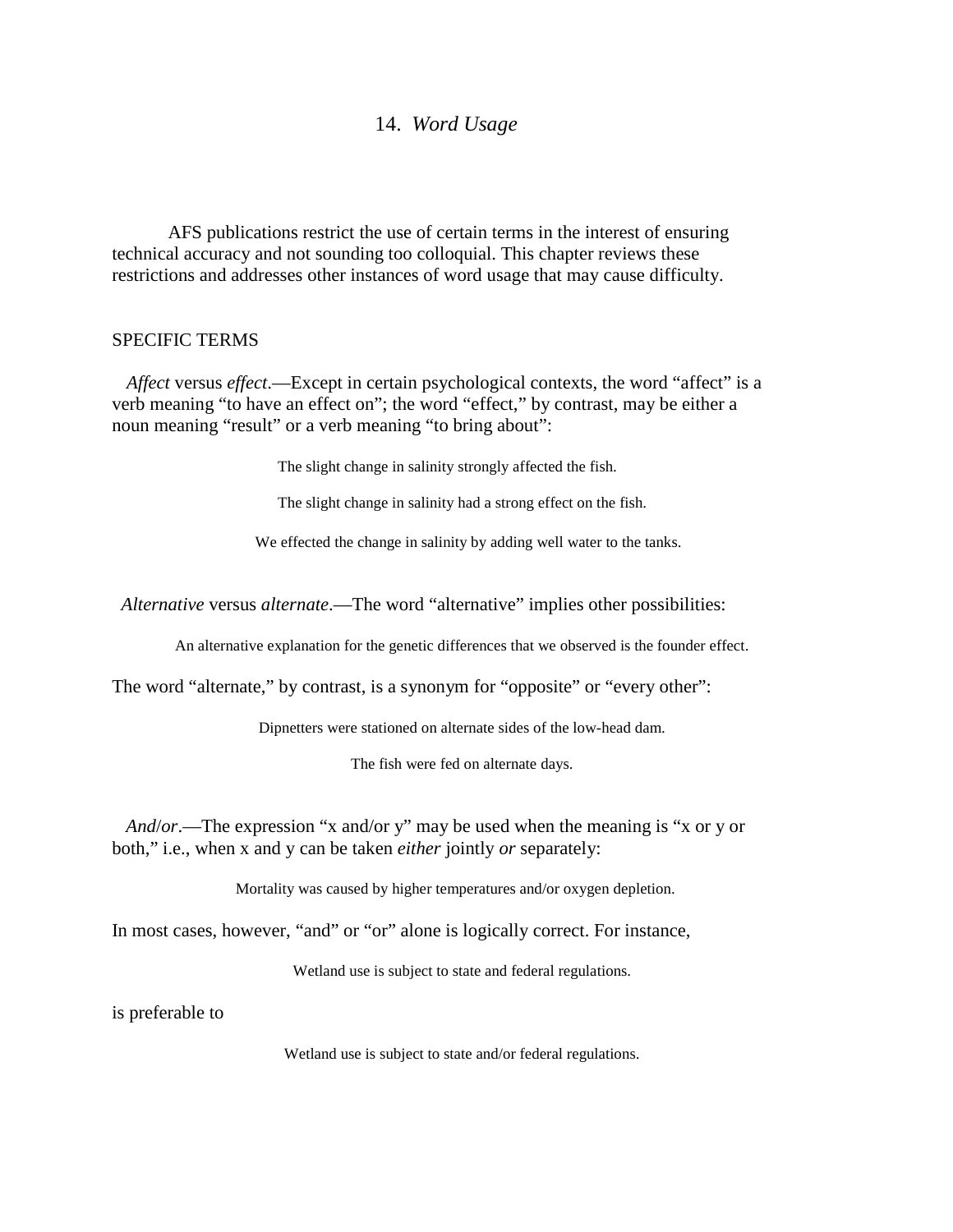# 14. *Word Usage*

AFS publications restrict the use of certain terms in the interest of ensuring technical accuracy and not sounding too colloquial. This chapter reviews these restrictions and addresses other instances of word usage that may cause difficulty.

## SPECIFIC TERMS

*Affect* versus *effect*.—Except in certain psychological contexts, the word "affect" is a verb meaning "to have an effect on"; the word "effect," by contrast, may be either a noun meaning "result" or a verb meaning "to bring about":

> The slight change in salinity strongly affected the fish.
>
> The slight change in salinity had a strong effect on the fish.
>
> We effected the change in salinity by adding well water to the tanks.

*Alternative* versus *alternate*.—The word "alternative" implies other possibilities:

> An alternative explanation for the genetic differences that we observed is the founder effect.

The word "alternate," by contrast, is a synonym for "opposite" or "every other":

> Dipnetters were stationed on alternate sides of the low-head dam.
>
> The fish were fed on alternate days.

*And*/*or*.—The expression "x and/or y" may be used when the meaning is "x or y or both," i.e., when x and y can be taken *either* jointly *or* separately:

> Mortality was caused by higher temperatures and/or oxygen depletion.

In most cases, however, "and" or "or" alone is logically correct. For instance,

> Wetland use is subject to state and federal regulations.

is preferable to

> Wetland use is subject to state and/or federal regulations.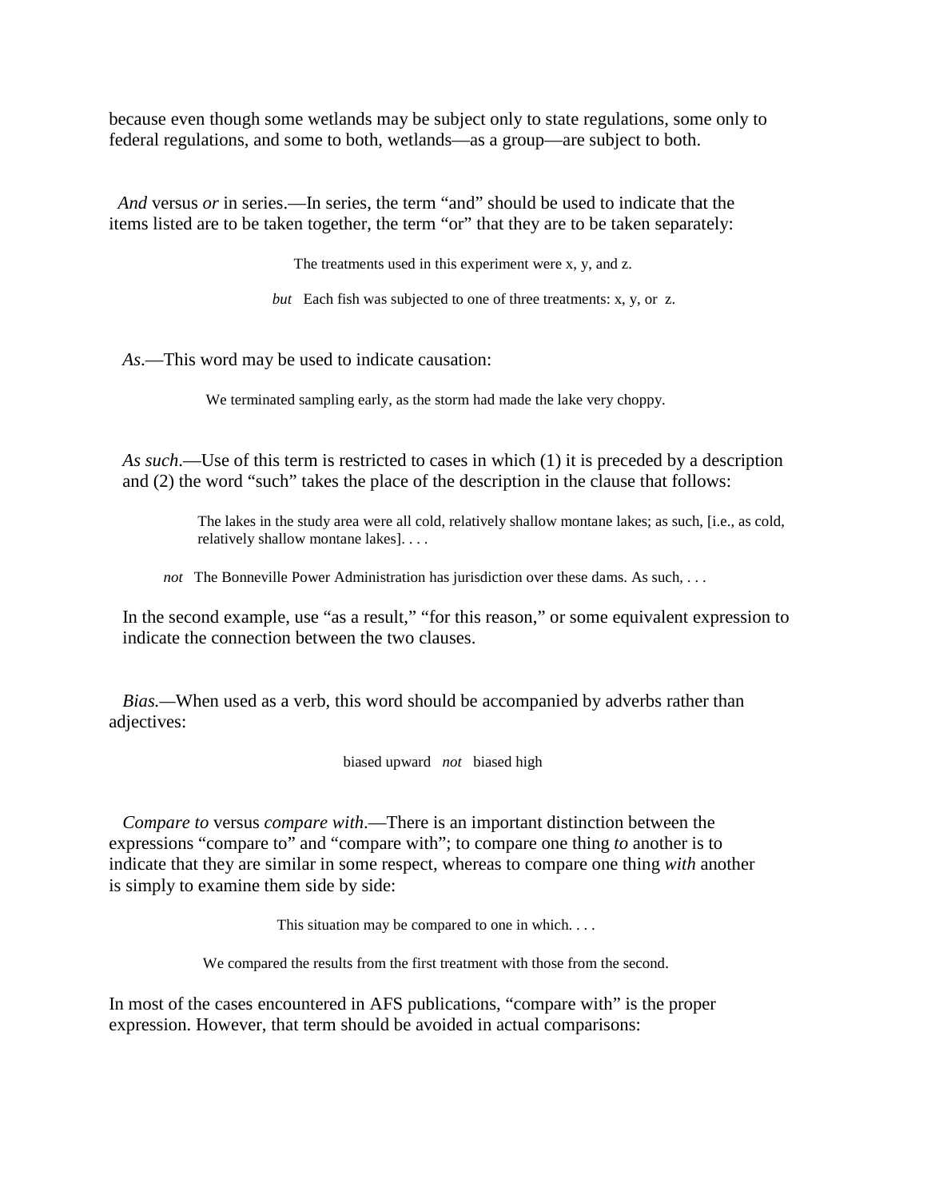because even though some wetlands may be subject only to state regulations, some only to federal regulations, and some to both, wetlands—as a group—are subject to both.

*And* versus *or* in series.—In series, the term "and" should be used to indicate that the items listed are to be taken together, the term "or" that they are to be taken separately:

> The treatments used in this experiment were x, y, and z.
>
> *but* Each fish was subjected to one of three treatments: x, y, or z.

*As*.—This word may be used to indicate causation:

> We terminated sampling early, as the storm had made the lake very choppy.

*As such*.—Use of this term is restricted to cases in which (1) it is preceded by a description and (2) the word "such" takes the place of the description in the clause that follows:

> The lakes in the study area were all cold, relatively shallow montane lakes; as such, [i.e., as cold, relatively shallow montane lakes]. . . .
>
> *not* The Bonneville Power Administration has jurisdiction over these dams. As such, . . .

In the second example, use "as a result," "for this reason," or some equivalent expression to indicate the connection between the two clauses.

*Bias.*—When used as a verb, this word should be accompanied by adverbs rather than adjectives:

> biased upward *not* biased high

*Compare to* versus *compare with*.—There is an important distinction between the expressions "compare to" and "compare with"; to compare one thing *to* another is to indicate that they are similar in some respect, whereas to compare one thing *with* another is simply to examine them side by side:

> This situation may be compared to one in which. . . .
>
> We compared the results from the first treatment with those from the second.

In most of the cases encountered in AFS publications, "compare with" is the proper expression. However, that term should be avoided in actual comparisons: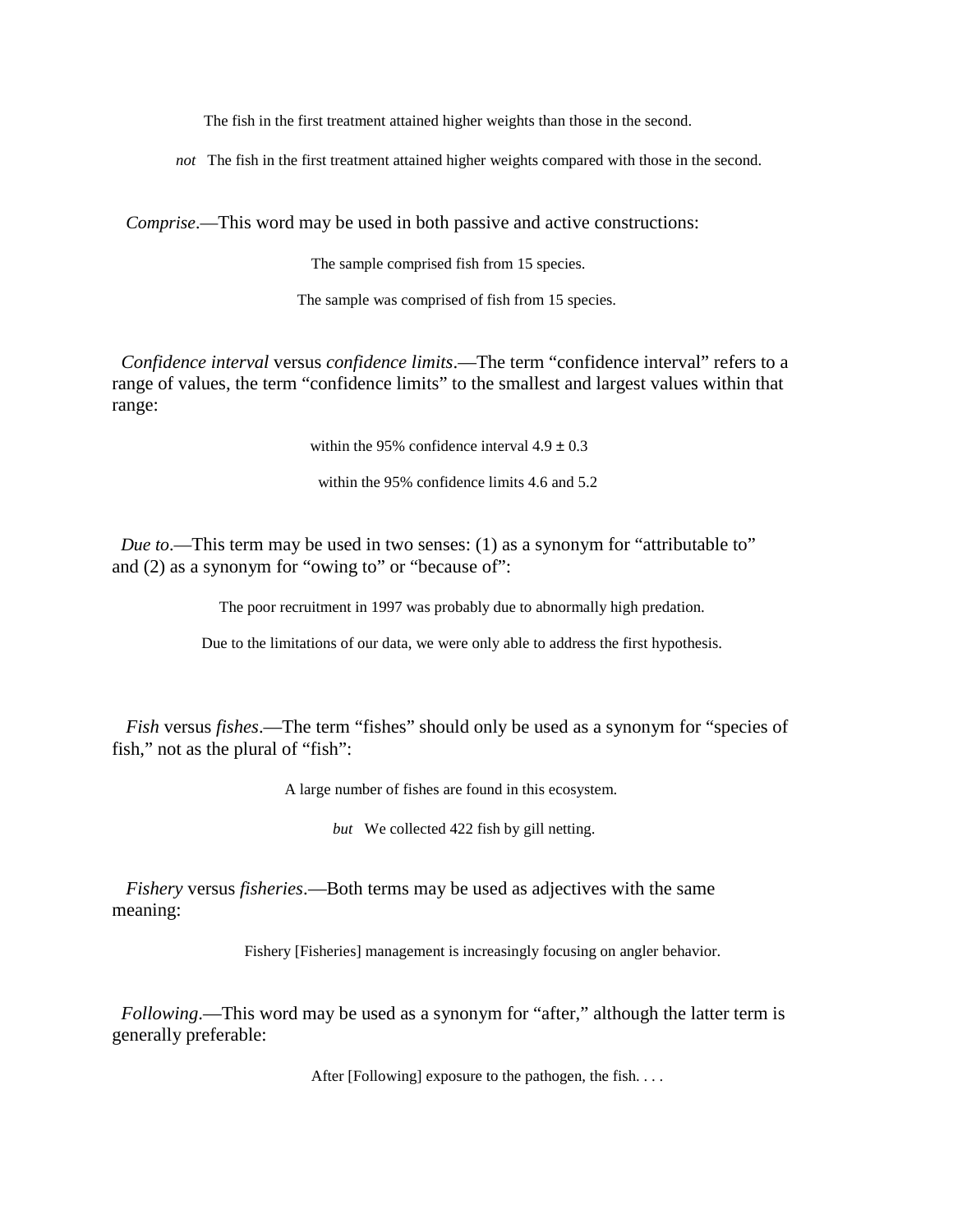The fish in the first treatment attained higher weights than those in the second.

*not* The fish in the first treatment attained higher weights compared with those in the second.

*Comprise*.—This word may be used in both passive and active constructions:

The sample comprised fish from 15 species.

The sample was comprised of fish from 15 species.

*Confidence interval* versus *confidence limits*.—The term "confidence interval" refers to a range of values, the term "confidence limits" to the smallest and largest values within that range:

within the 95% confidence interval $4.9 \pm 0.3$

within the 95% confidence limits 4.6 and 5.2

*Due to*.—This term may be used in two senses: (1) as a synonym for "attributable to" and (2) as a synonym for "owing to" or "because of":

The poor recruitment in 1997 was probably due to abnormally high predation.

Due to the limitations of our data, we were only able to address the first hypothesis.

*Fish* versus *fishes*.—The term "fishes" should only be used as a synonym for "species of fish," not as the plural of "fish":

A large number of fishes are found in this ecosystem.

*but* We collected 422 fish by gill netting.

*Fishery* versus *fisheries*.—Both terms may be used as adjectives with the same meaning:

Fishery [Fisheries] management is increasingly focusing on angler behavior.

*Following*.—This word may be used as a synonym for "after," although the latter term is generally preferable:

After [Following] exposure to the pathogen, the fish. . . .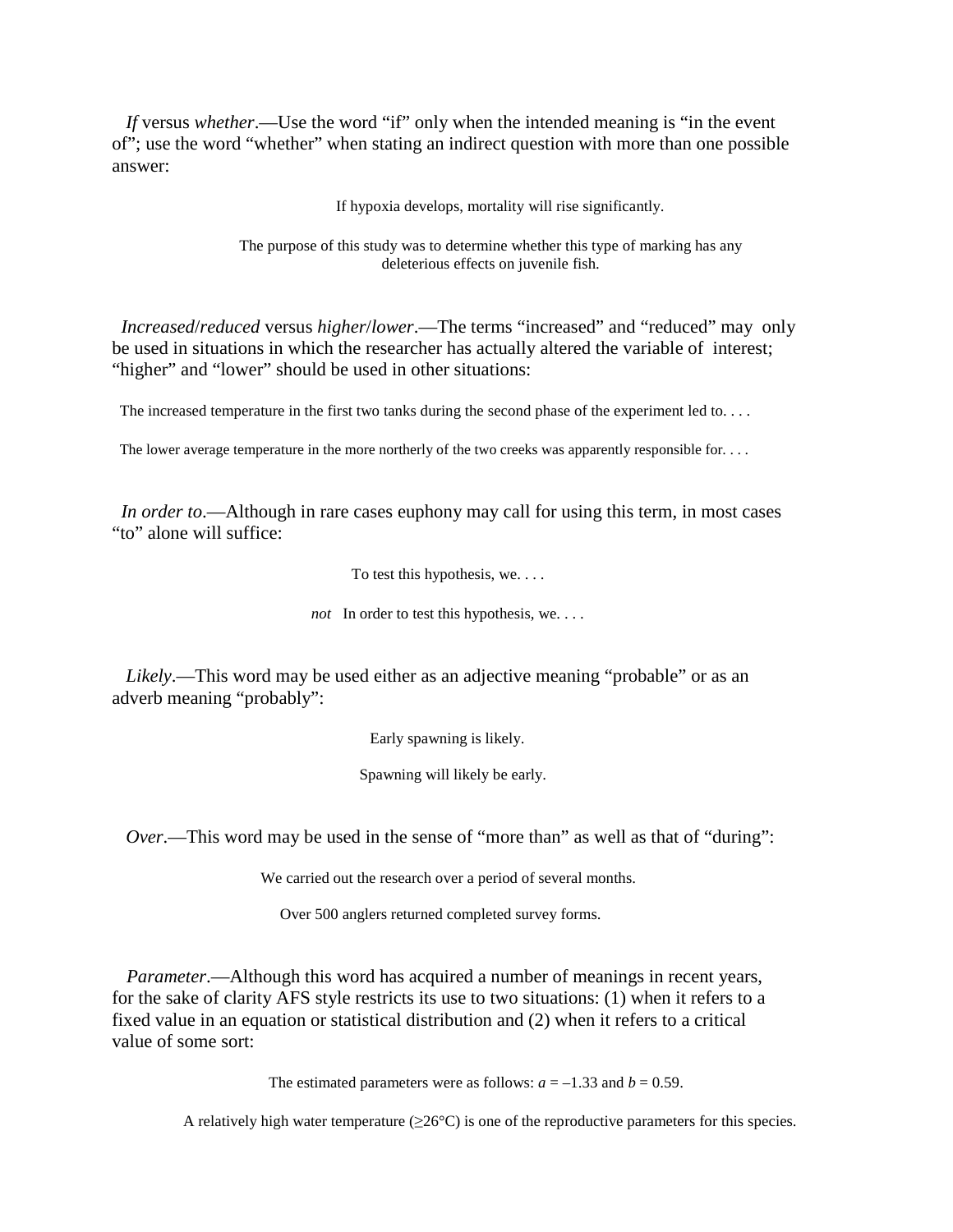*If* versus *whether*.—Use the word "if" only when the intended meaning is "in the event of"; use the word "whether" when stating an indirect question with more than one possible answer:

> If hypoxia develops, mortality will rise significantly.
>
> The purpose of this study was to determine whether this type of marking has any deleterious effects on juvenile fish.

*Increased*/*reduced* versus *higher*/*lower*.—The terms "increased" and "reduced" may only be used in situations in which the researcher has actually altered the variable of interest; "higher" and "lower" should be used in other situations:

> The increased temperature in the first two tanks during the second phase of the experiment led to. . . .
>
> The lower average temperature in the more northerly of the two creeks was apparently responsible for. . . .

*In order to*.—Although in rare cases euphony may call for using this term, in most cases "to" alone will suffice:

> To test this hypothesis, we. . . .
>
> *not* In order to test this hypothesis, we. . . .

*Likely*.—This word may be used either as an adjective meaning "probable" or as an adverb meaning "probably":

> Early spawning is likely.
>
> Spawning will likely be early.

*Over*.—This word may be used in the sense of "more than" as well as that of "during":

> We carried out the research over a period of several months.
>
> Over 500 anglers returned completed survey forms.

*Parameter*.—Although this word has acquired a number of meanings in recent years, for the sake of clarity AFS style restricts its use to two situations: (1) when it refers to a fixed value in an equation or statistical distribution and (2) when it refers to a critical value of some sort:

> The estimated parameters were as follows: $a = –1.33$ and $b = 0.59$.
>
> A relatively high water temperature ($\geq$26°C) is one of the reproductive parameters for this species.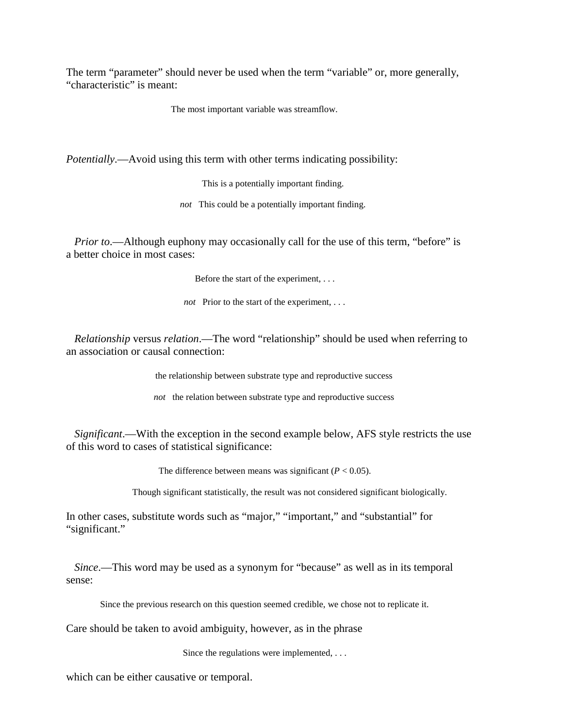The term “parameter” should never be used when the term “variable” or, more generally, “characteristic” is meant:

> The most important variable was streamflow.

*Potentially*.—Avoid using this term with other terms indicating possibility:

> This is a potentially important finding.
>
> *not* This could be a potentially important finding.

*Prior to*.—Although euphony may occasionally call for the use of this term, “before” is a better choice in most cases:

> Before the start of the experiment, . . .
>
> *not* Prior to the start of the experiment, . . .

*Relationship* versus *relation*.—The word “relationship” should be used when referring to an association or causal connection:

> the relationship between substrate type and reproductive success
>
> *not* the relation between substrate type and reproductive success

*Significant*.—With the exception in the second example below, AFS style restricts the use of this word to cases of statistical significance:

> The difference between means was significant ($P < 0.05$).
>
> Though significant statistically, the result was not considered significant biologically.

In other cases, substitute words such as “major,” “important,” and “substantial” for “significant.”

*Since*.—This word may be used as a synonym for “because” as well as in its temporal sense:

> Since the previous research on this question seemed credible, we chose not to replicate it.

Care should be taken to avoid ambiguity, however, as in the phrase

> Since the regulations were implemented, . . .

which can be either causative or temporal.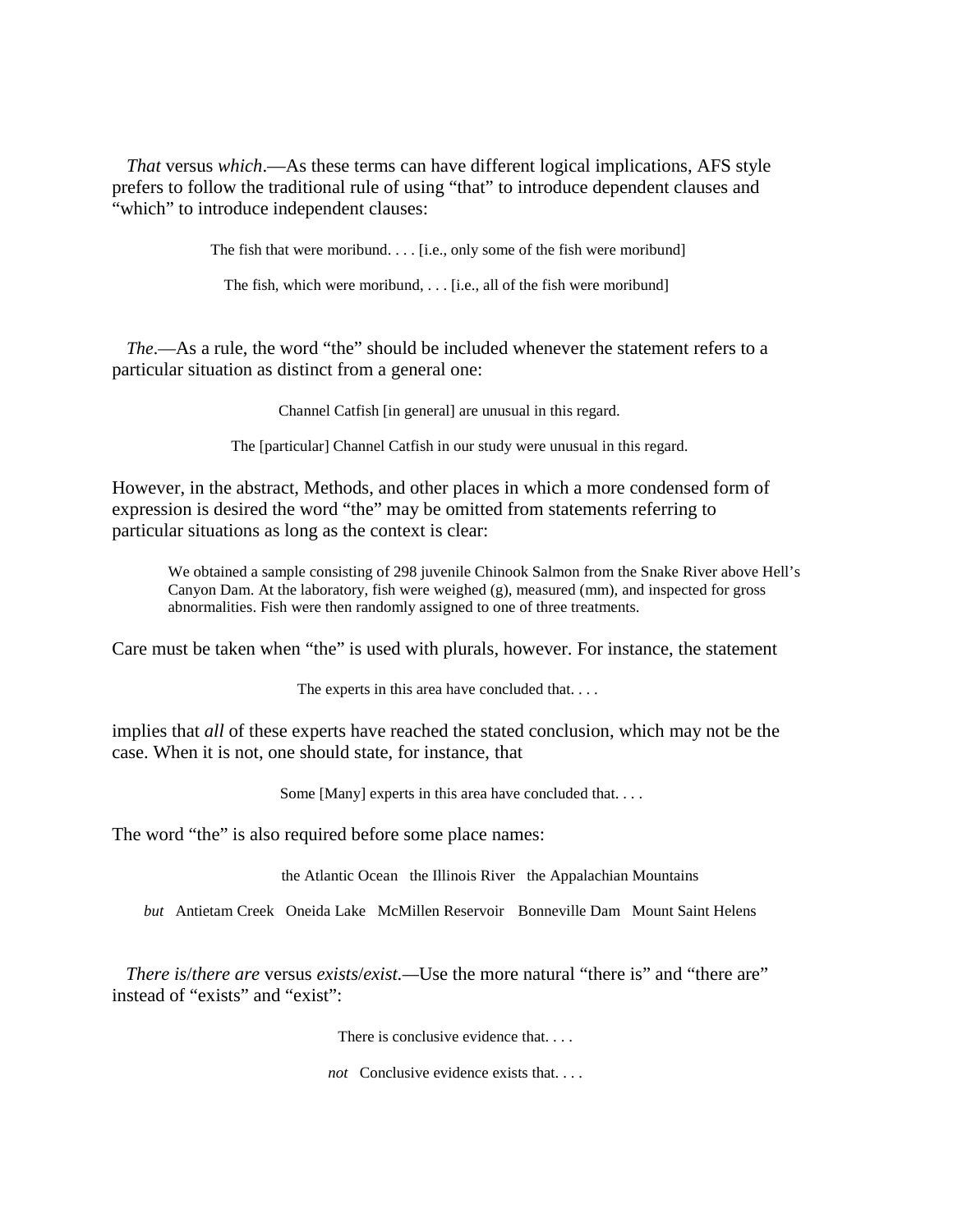*That* versus *which*.—As these terms can have different logical implications, AFS style prefers to follow the traditional rule of using "that" to introduce dependent clauses and "which" to introduce independent clauses:

> The fish that were moribund. . . . [i.e., only some of the fish were moribund]
>
> The fish, which were moribund, . . . [i.e., all of the fish were moribund]

*The*.—As a rule, the word "the" should be included whenever the statement refers to a particular situation as distinct from a general one:

> Channel Catfish [in general] are unusual in this regard.
>
> The [particular] Channel Catfish in our study were unusual in this regard.

However, in the abstract, Methods, and other places in which a more condensed form of expression is desired the word "the" may be omitted from statements referring to particular situations as long as the context is clear:

> We obtained a sample consisting of 298 juvenile Chinook Salmon from the Snake River above Hell's Canyon Dam. At the laboratory, fish were weighed (g), measured (mm), and inspected for gross abnormalities. Fish were then randomly assigned to one of three treatments.

Care must be taken when "the" is used with plurals, however. For instance, the statement

> The experts in this area have concluded that. . . .

implies that *all* of these experts have reached the stated conclusion, which may not be the case. When it is not, one should state, for instance, that

> Some [Many] experts in this area have concluded that. . . .

The word "the" is also required before some place names:

> the Atlantic Ocean   the Illinois River   the Appalachian Mountains
>
> *but*   Antietam Creek   Oneida Lake   McMillen Reservoir   Bonneville Dam   Mount Saint Helens

*There is*/*there are* versus *exists*/*exist*.—Use the more natural "there is" and "there are" instead of "exists" and "exist":

> There is conclusive evidence that. . . .
>
> *not*   Conclusive evidence exists that. . . .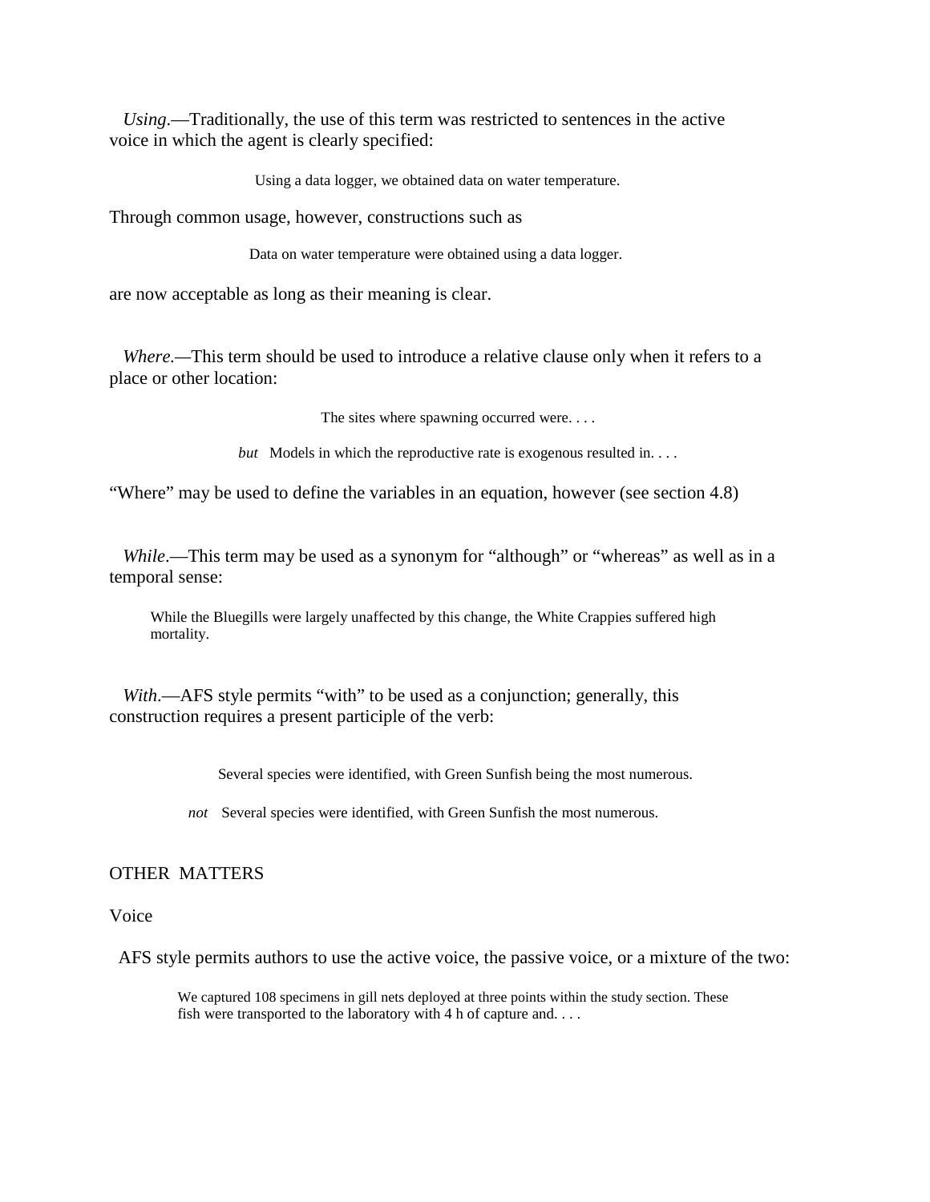*Using*.—Traditionally, the use of this term was restricted to sentences in the active voice in which the agent is clearly specified:

> Using a data logger, we obtained data on water temperature.

Through common usage, however, constructions such as

> Data on water temperature were obtained using a data logger.

are now acceptable as long as their meaning is clear.

*Where.*—This term should be used to introduce a relative clause only when it refers to a place or other location:

> The sites where spawning occurred were. . . .
>
> *but* Models in which the reproductive rate is exogenous resulted in. . . .

"Where" may be used to define the variables in an equation, however (see section 4.8)

*While*.—This term may be used as a synonym for "although" or "whereas" as well as in a temporal sense:

> While the Bluegills were largely unaffected by this change, the White Crappies suffered high mortality.

*With*.—AFS style permits "with" to be used as a conjunction; generally, this construction requires a present participle of the verb:

> Several species were identified, with Green Sunfish being the most numerous.
>
> *not* Several species were identified, with Green Sunfish the most numerous.

## OTHER MATTERS

### Voice

AFS style permits authors to use the active voice, the passive voice, or a mixture of the two:

> We captured 108 specimens in gill nets deployed at three points within the study section. These fish were transported to the laboratory with 4 h of capture and. . . .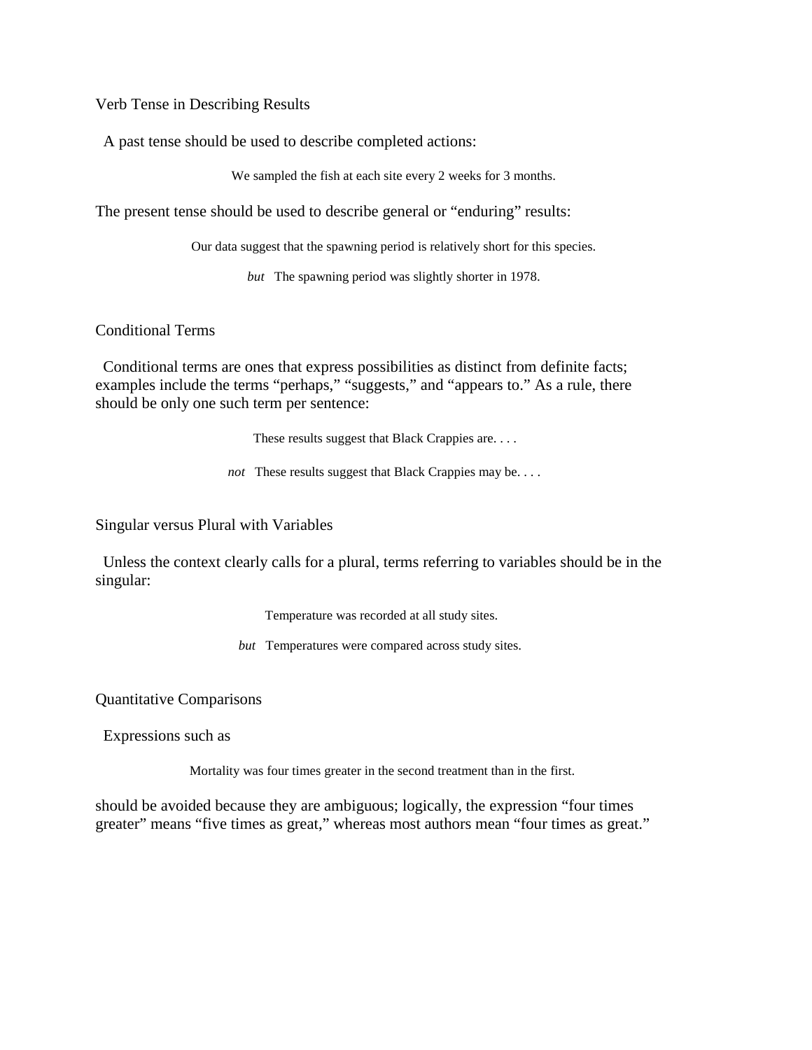## Verb Tense in Describing Results

A past tense should be used to describe completed actions:

> We sampled the fish at each site every 2 weeks for 3 months.

The present tense should be used to describe general or "enduring" results:

> Our data suggest that the spawning period is relatively short for this species.
>
> *but* The spawning period was slightly shorter in 1978.

## Conditional Terms

Conditional terms are ones that express possibilities as distinct from definite facts; examples include the terms "perhaps," "suggests," and "appears to." As a rule, there should be only one such term per sentence:

> These results suggest that Black Crappies are. . . .
>
> *not* These results suggest that Black Crappies may be. . . .

## Singular versus Plural with Variables

Unless the context clearly calls for a plural, terms referring to variables should be in the singular:

> Temperature was recorded at all study sites.
>
> *but* Temperatures were compared across study sites.

## Quantitative Comparisons

Expressions such as

> Mortality was four times greater in the second treatment than in the first.

should be avoided because they are ambiguous; logically, the expression "four times greater" means "five times as great," whereas most authors mean "four times as great."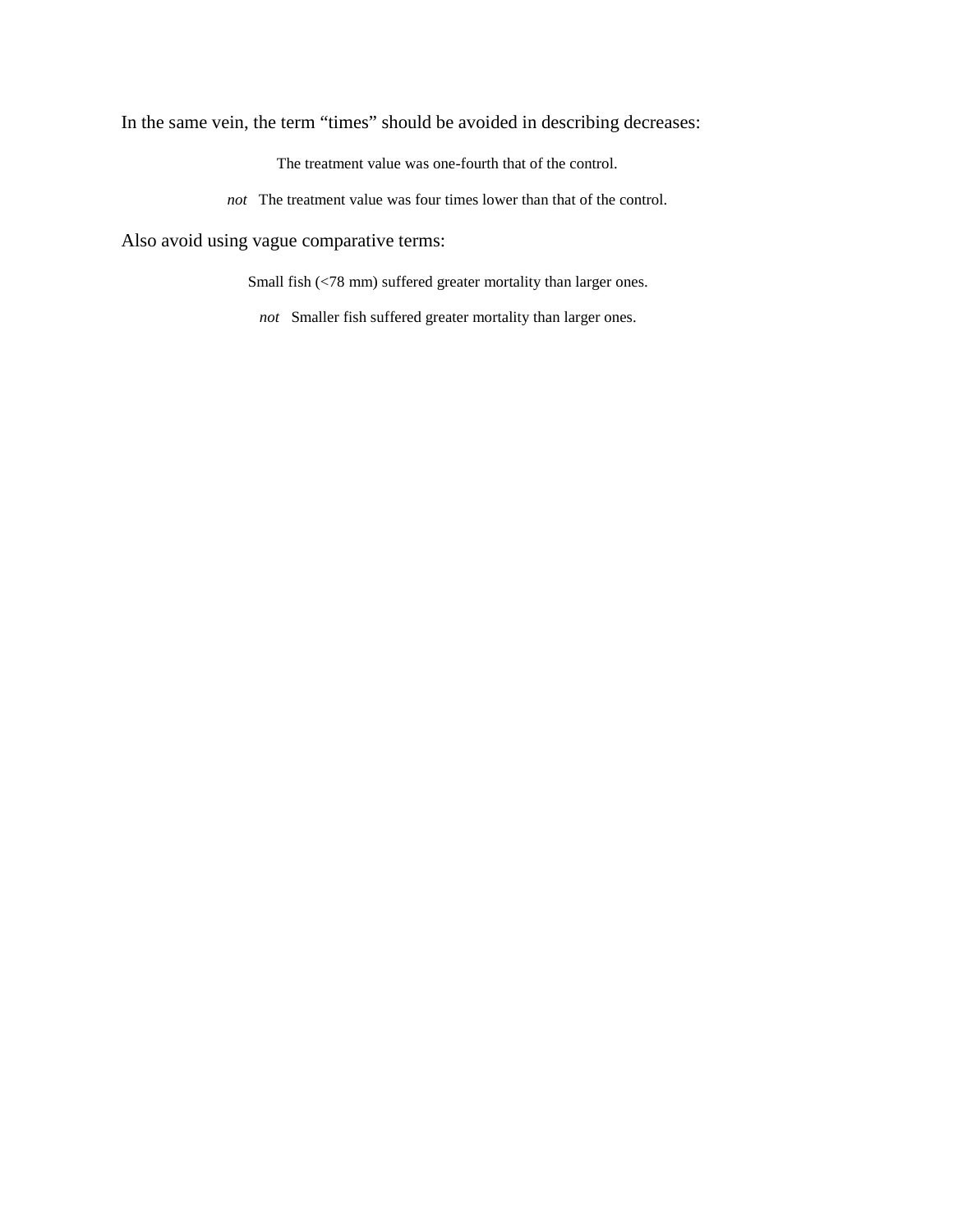In the same vein, the term “times” should be avoided in describing decreases:

The treatment value was one-fourth that of the control.

*not* The treatment value was four times lower than that of the control.

Also avoid using vague comparative terms:

Small fish (<78 mm) suffered greater mortality than larger ones.

*not* Smaller fish suffered greater mortality than larger ones.